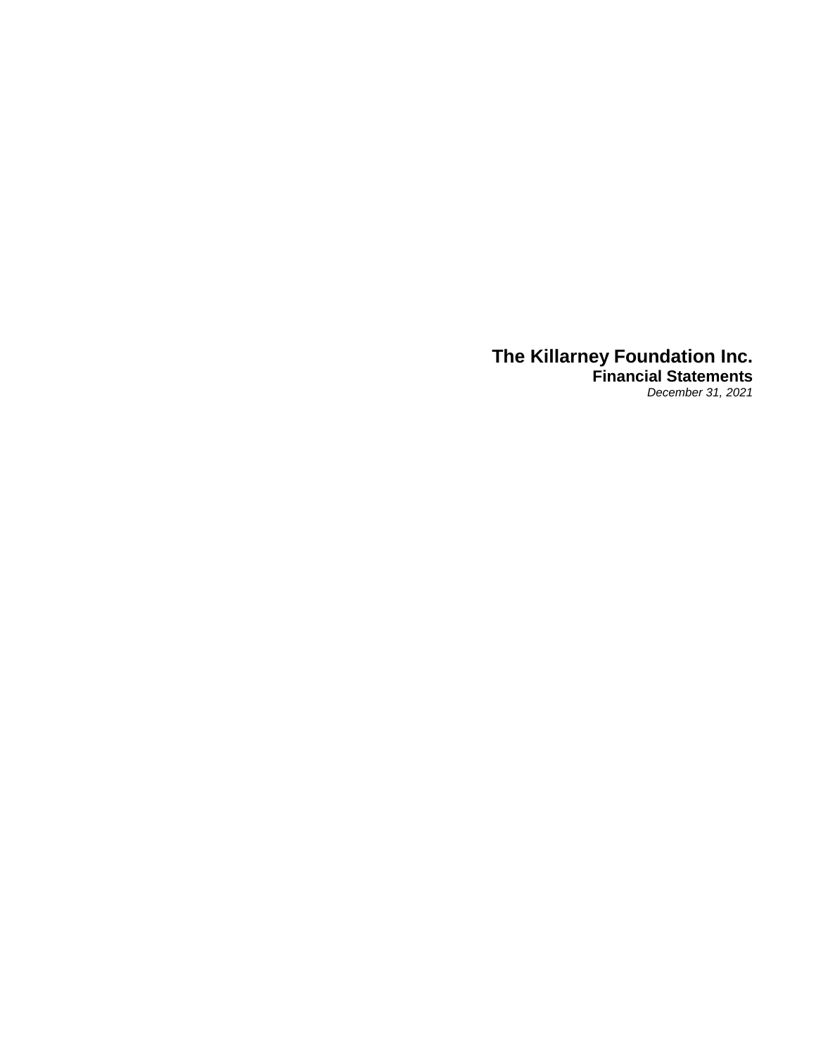# The Killarney Foundation Inc.

## Financial Statements

*December 31, 2021*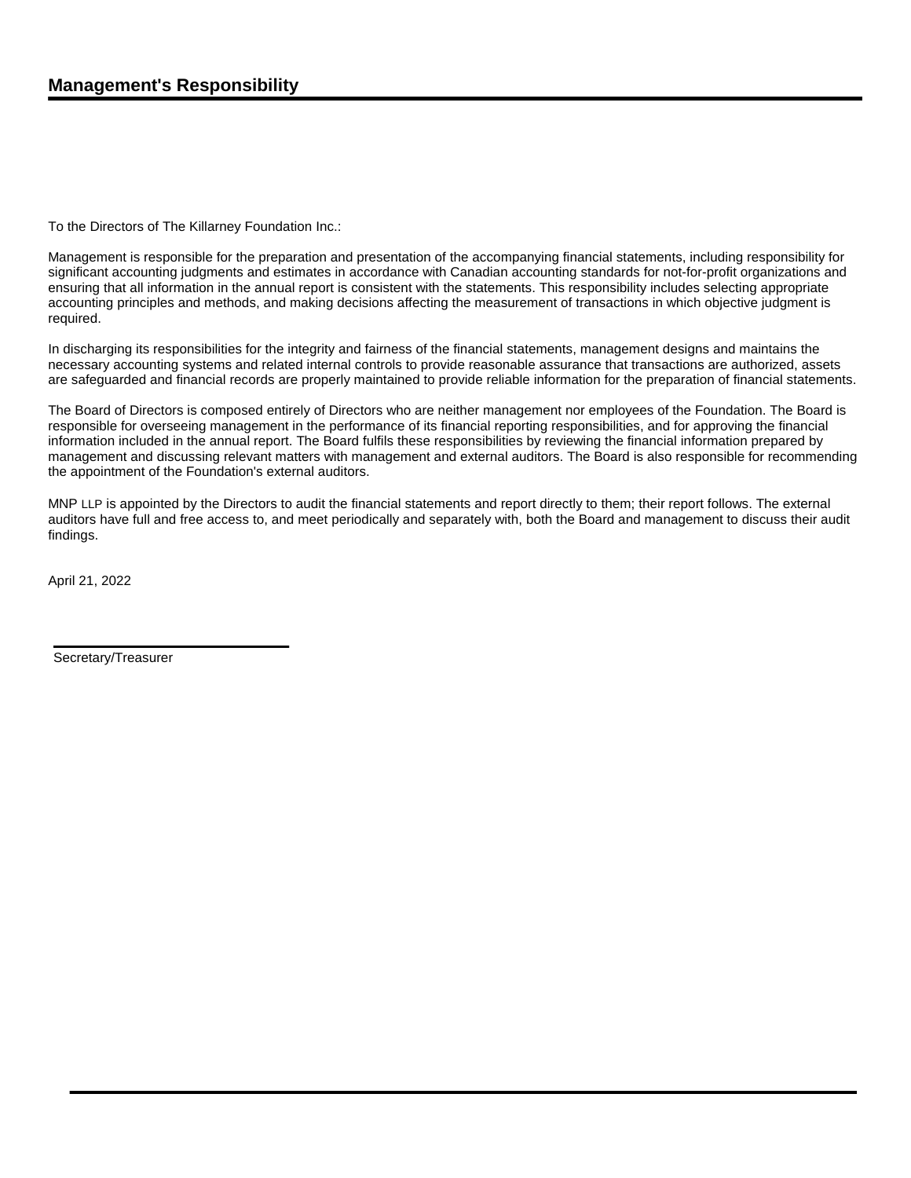## Management's Responsibility

To the Directors of The Killarney Foundation Inc.:

Management is responsible for the preparation and presentation of the accompanying financial statements, including responsibility for significant accounting judgments and estimates in accordance with Canadian accounting standards for not-for-profit organizations and ensuring that all information in the annual report is consistent with the statements. This responsibility includes selecting appropriate accounting principles and methods, and making decisions affecting the measurement of transactions in which objective judgment is required.

In discharging its responsibilities for the integrity and fairness of the financial statements, management designs and maintains the necessary accounting systems and related internal controls to provide reasonable assurance that transactions are authorized, assets are safeguarded and financial records are properly maintained to provide reliable information for the preparation of financial statements.

The Board of Directors is composed entirely of Directors who are neither management nor employees of the Foundation. The Board is responsible for overseeing management in the performance of its financial reporting responsibilities, and for approving the financial information included in the annual report. The Board fulfils these responsibilities by reviewing the financial information prepared by management and discussing relevant matters with management and external auditors. The Board is also responsible for recommending the appointment of the Foundation's external auditors.

MNP LLP is appointed by the Directors to audit the financial statements and report directly to them; their report follows. The external auditors have full and free access to, and meet periodically and separately with, both the Board and management to discuss their audit findings.

April 21, 2022

Secretary/Treasurer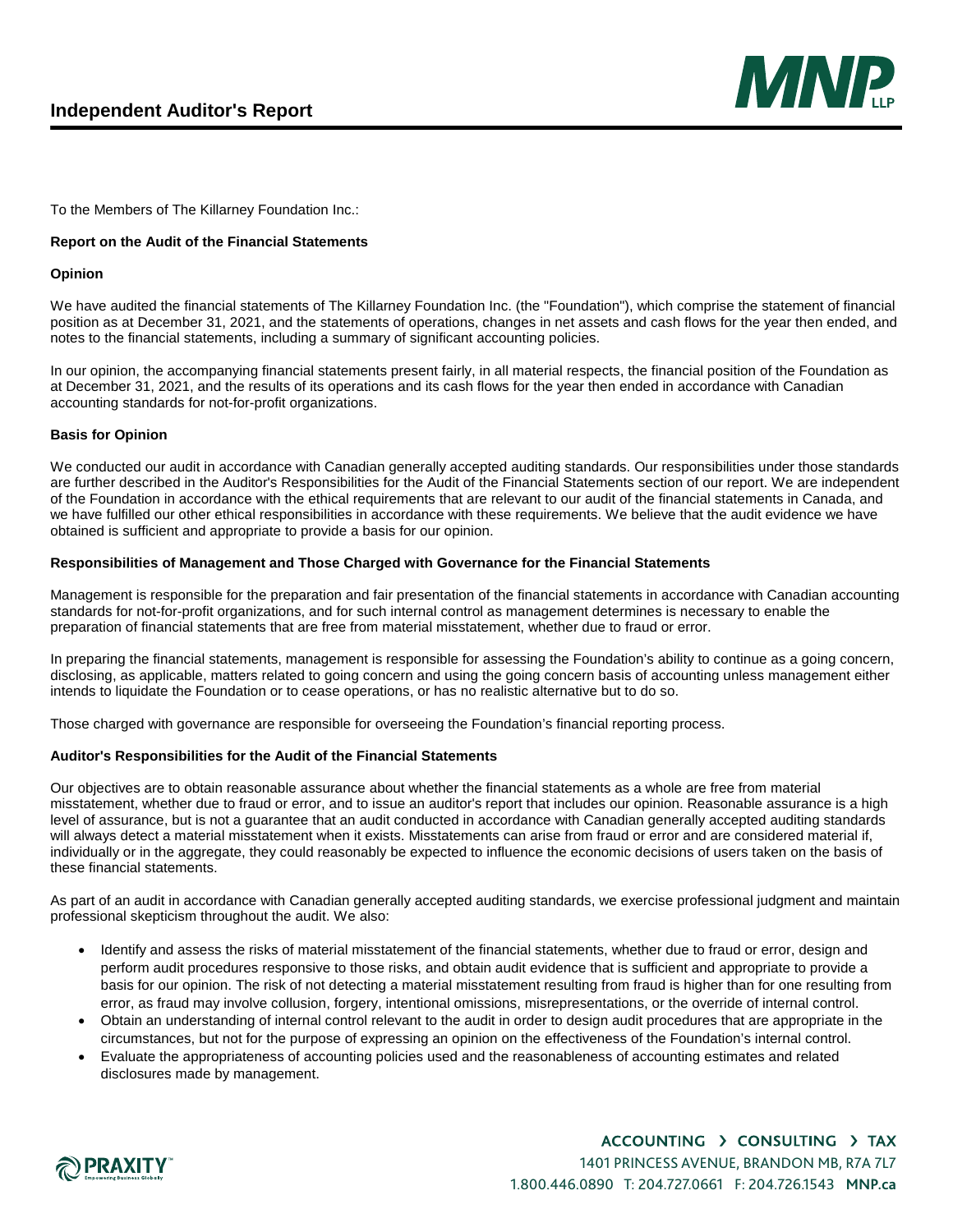# Independent Auditor's Report

To the Members of The Killarney Foundation Inc.:

**Report on the Audit of the Financial Statements**

**Opinion**

We have audited the financial statements of The Killarney Foundation Inc. (the "Foundation"), which comprise the statement of financial position as at December 31, 2021, and the statements of operations, changes in net assets and cash flows for the year then ended, and notes to the financial statements, including a summary of significant accounting policies.

In our opinion, the accompanying financial statements present fairly, in all material respects, the financial position of the Foundation as at December 31, 2021, and the results of its operations and its cash flows for the year then ended in accordance with Canadian accounting standards for not-for-profit organizations.

**Basis for Opinion**

We conducted our audit in accordance with Canadian generally accepted auditing standards. Our responsibilities under those standards are further described in the Auditor's Responsibilities for the Audit of the Financial Statements section of our report. We are independent of the Foundation in accordance with the ethical requirements that are relevant to our audit of the financial statements in Canada, and we have fulfilled our other ethical responsibilities in accordance with these requirements. We believe that the audit evidence we have obtained is sufficient and appropriate to provide a basis for our opinion.

**Responsibilities of Management and Those Charged with Governance for the Financial Statements**

Management is responsible for the preparation and fair presentation of the financial statements in accordance with Canadian accounting standards for not-for-profit organizations, and for such internal control as management determines is necessary to enable the preparation of financial statements that are free from material misstatement, whether due to fraud or error.

In preparing the financial statements, management is responsible for assessing the Foundation's ability to continue as a going concern, disclosing, as applicable, matters related to going concern and using the going concern basis of accounting unless management either intends to liquidate the Foundation or to cease operations, or has no realistic alternative but to do so.

Those charged with governance are responsible for overseeing the Foundation's financial reporting process.

**Auditor's Responsibilities for the Audit of the Financial Statements**

Our objectives are to obtain reasonable assurance about whether the financial statements as a whole are free from material misstatement, whether due to fraud or error, and to issue an auditor's report that includes our opinion. Reasonable assurance is a high level of assurance, but is not a guarantee that an audit conducted in accordance with Canadian generally accepted auditing standards will always detect a material misstatement when it exists. Misstatements can arise from fraud or error and are considered material if, individually or in the aggregate, they could reasonably be expected to influence the economic decisions of users taken on the basis of these financial statements.

As part of an audit in accordance with Canadian generally accepted auditing standards, we exercise professional judgment and maintain professional skepticism throughout the audit. We also:

- Identify and assess the risks of material misstatement of the financial statements, whether due to fraud or error, design and perform audit procedures responsive to those risks, and obtain audit evidence that is sufficient and appropriate to provide a basis for our opinion. The risk of not detecting a material misstatement resulting from fraud is higher than for one resulting from error, as fraud may involve collusion, forgery, intentional omissions, misrepresentations, or the override of internal control.
- Obtain an understanding of internal control relevant to the audit in order to design audit procedures that are appropriate in the circumstances, but not for the purpose of expressing an opinion on the effectiveness of the Foundation's internal control.
- Evaluate the appropriateness of accounting policies used and the reasonableness of accounting estimates and related disclosures made by management.

ACCOUNTING › CONSULTING › TAX
1401 PRINCESS AVENUE, BRANDON MB, R7A 7L7
1.800.446.0890 T: 204.727.0661 F: 204.726.1543 MNP.ca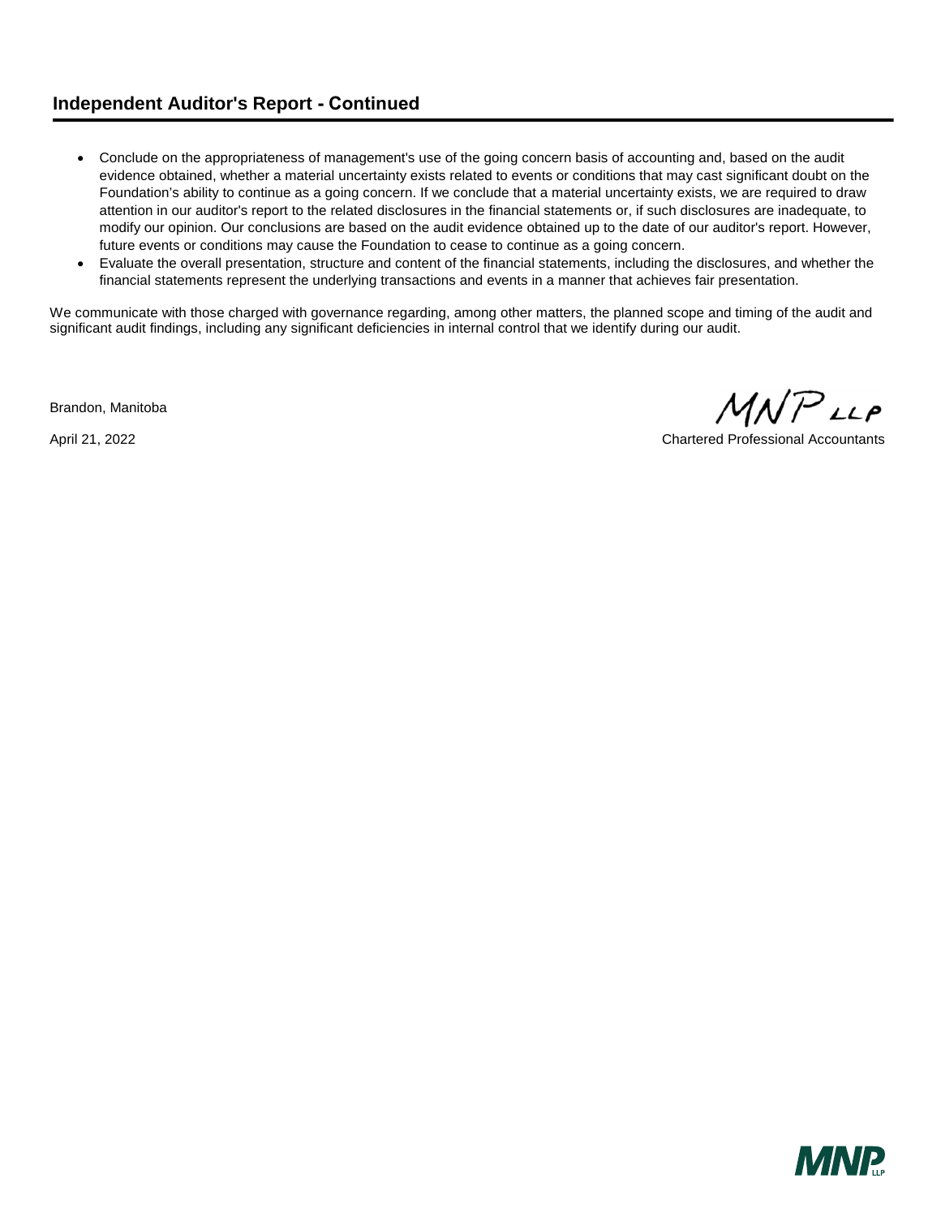## Independent Auditor's Report - Continued

- Conclude on the appropriateness of management's use of the going concern basis of accounting and, based on the audit evidence obtained, whether a material uncertainty exists related to events or conditions that may cast significant doubt on the Foundation's ability to continue as a going concern. If we conclude that a material uncertainty exists, we are required to draw attention in our auditor's report to the related disclosures in the financial statements or, if such disclosures are inadequate, to modify our opinion. Our conclusions are based on the audit evidence obtained up to the date of our auditor's report. However, future events or conditions may cause the Foundation to cease to continue as a going concern.
- Evaluate the overall presentation, structure and content of the financial statements, including the disclosures, and whether the financial statements represent the underlying transactions and events in a manner that achieves fair presentation.

We communicate with those charged with governance regarding, among other matters, the planned scope and timing of the audit and significant audit findings, including any significant deficiencies in internal control that we identify during our audit.

Brandon, Manitoba

April 21, 2022

MNP LLP

Chartered Professional Accountants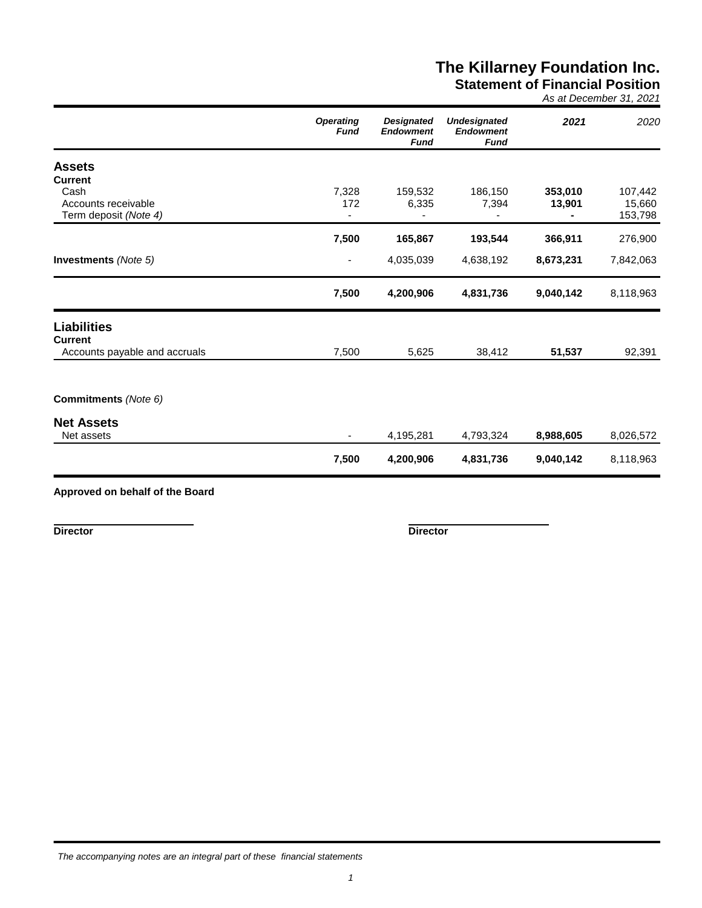# The Killarney Foundation Inc.

## Statement of Financial Position

*As at December 31, 2021*

| | *Operating Fund* | *Designated Endowment Fund* | *Undesignated Endowment Fund* | *2021* | *2020* |
|---|---|---|---|---|---|
| **Assets** | | | | | |
| **Current** | | | | | |
| Cash | 7,328 | 159,532 | 186,150 | **353,010** | 107,442 |
| Accounts receivable | 172 | 6,335 | 7,394 | **13,901** | 15,660 |
| Term deposit *(Note 4)* | - | - | - | **-** | 153,798 |
| | **7,500** | **165,867** | **193,544** | **366,911** | 276,900 |
| **Investments** *(Note 5)* | - | 4,035,039 | 4,638,192 | **8,673,231** | 7,842,063 |
| | **7,500** | **4,200,906** | **4,831,736** | **9,040,142** | 8,118,963 |
| **Liabilities** | | | | | |
| **Current** | | | | | |
| Accounts payable and accruals | 7,500 | 5,625 | 38,412 | **51,537** | 92,391 |
| **Commitments** *(Note 6)* | | | | | |
| **Net Assets** | | | | | |
| Net assets | - | 4,195,281 | 4,793,324 | **8,988,605** | 8,026,572 |
| | **7,500** | **4,200,906** | **4,831,736** | **9,040,142** | 8,118,963 |

**Approved on behalf of the Board**

**Director** &nbsp;&nbsp;&nbsp;&nbsp;&nbsp;&nbsp;&nbsp;&nbsp; **Director**

*The accompanying notes are an integral part of these financial statements*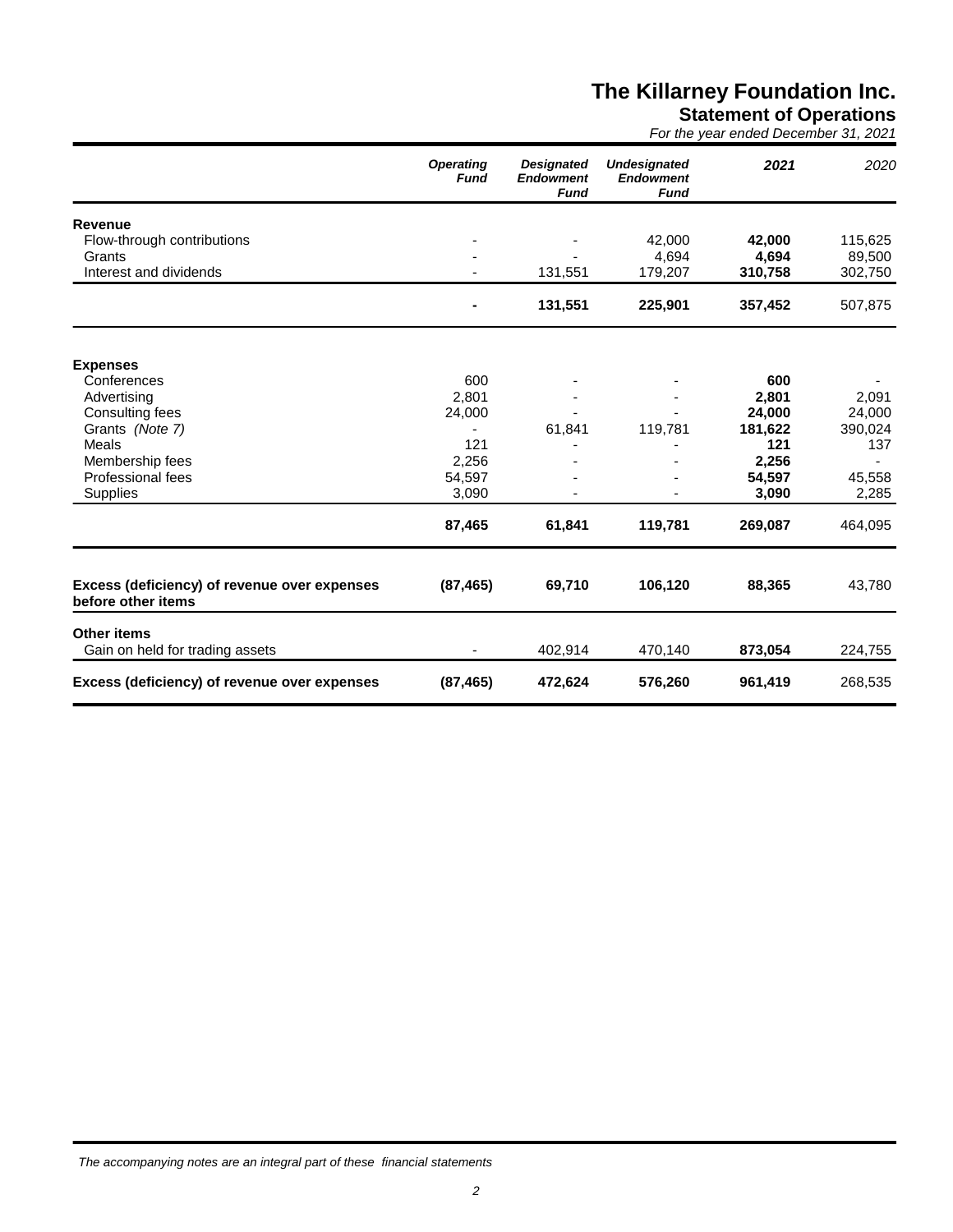# The Killarney Foundation Inc.

## Statement of Operations

*For the year ended December 31, 2021*

| | *Operating Fund* | *Designated Endowment Fund* | *Undesignated Endowment Fund* | *2021* | *2020* |
|---|---|---|---|---|---|
| **Revenue** | | | | | |
| Flow-through contributions | - | - | 42,000 | **42,000** | 115,625 |
| Grants | - | - | 4,694 | **4,694** | 89,500 |
| Interest and dividends | - | 131,551 | 179,207 | **310,758** | 302,750 |
| | **-** | **131,551** | **225,901** | **357,452** | 507,875 |
| **Expenses** | | | | | |
| Conferences | 600 | - | - | **600** | - |
| Advertising | 2,801 | - | - | **2,801** | 2,091 |
| Consulting fees | 24,000 | - | - | **24,000** | 24,000 |
| Grants *(Note 7)* | - | 61,841 | 119,781 | **181,622** | 390,024 |
| Meals | 121 | - | - | **121** | 137 |
| Membership fees | 2,256 | - | - | **2,256** | - |
| Professional fees | 54,597 | - | - | **54,597** | 45,558 |
| Supplies | 3,090 | - | - | **3,090** | 2,285 |
| | **87,465** | **61,841** | **119,781** | **269,087** | 464,095 |
| **Excess (deficiency) of revenue over expenses before other items** | **(87,465)** | **69,710** | **106,120** | **88,365** | 43,780 |
| **Other items** | | | | | |
| Gain on held for trading assets | - | 402,914 | 470,140 | **873,054** | 224,755 |
| **Excess (deficiency) of revenue over expenses** | **(87,465)** | **472,624** | **576,260** | **961,419** | 268,535 |

*The accompanying notes are an integral part of these financial statements*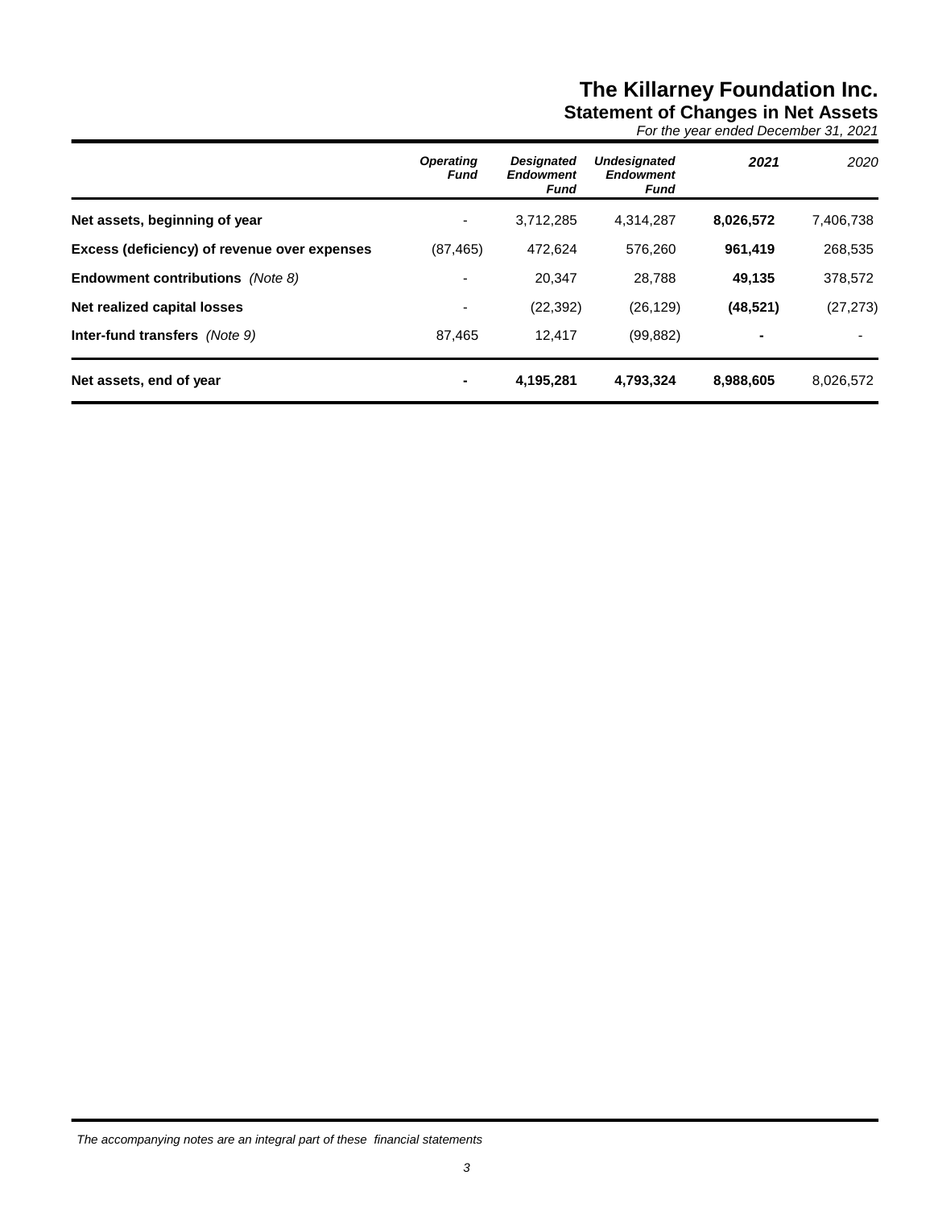# The Killarney Foundation Inc.

## Statement of Changes in Net Assets

*For the year ended December 31, 2021*

| | *Operating Fund* | *Designated Endowment Fund* | *Undesignated Endowment Fund* | *2021* | *2020* |
|---|---|---|---|---|---|
| **Net assets, beginning of year** | - | 3,712,285 | 4,314,287 | **8,026,572** | 7,406,738 |
| **Excess (deficiency) of revenue over expenses** | (87,465) | 472,624 | 576,260 | **961,419** | 268,535 |
| **Endowment contributions** *(Note 8)* | - | 20,347 | 28,788 | **49,135** | 378,572 |
| **Net realized capital losses** | - | (22,392) | (26,129) | **(48,521)** | (27,273) |
| **Inter-fund transfers** *(Note 9)* | 87,465 | 12,417 | (99,882) | **-** | - |
| **Net assets, end of year** | **-** | **4,195,281** | **4,793,324** | **8,988,605** | 8,026,572 |

*The accompanying notes are an integral part of these financial statements*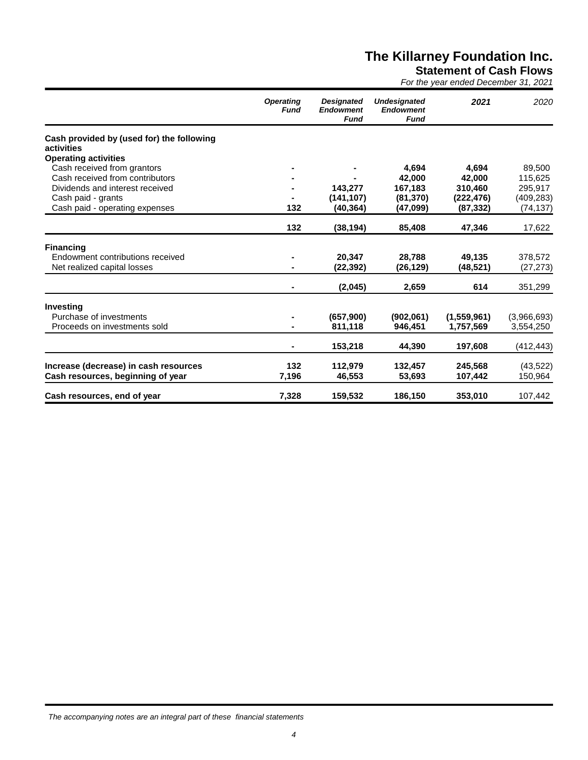# The Killarney Foundation Inc.

## Statement of Cash Flows

*For the year ended December 31, 2021*

| | *Operating Fund* | *Designated Endowment Fund* | *Undesignated Endowment Fund* | *2021* | *2020* |
|---|---|---|---|---|---|
| **Cash provided by (used for) the following activities** | | | | | |
| **Operating activities** | | | | | |
| Cash received from grantors | **-** | **-** | **4,694** | **4,694** | 89,500 |
| Cash received from contributors | **-** | **-** | **42,000** | **42,000** | 115,625 |
| Dividends and interest received | **-** | **143,277** | **167,183** | **310,460** | 295,917 |
| Cash paid - grants | **-** | **(141,107)** | **(81,370)** | **(222,476)** | (409,283) |
| Cash paid - operating expenses | **132** | **(40,364)** | **(47,099)** | **(87,332)** | (74,137) |
| | **132** | **(38,194)** | **85,408** | **47,346** | 17,622 |
| **Financing** | | | | | |
| Endowment contributions received | **-** | **20,347** | **28,788** | **49,135** | 378,572 |
| Net realized capital losses | **-** | **(22,392)** | **(26,129)** | **(48,521)** | (27,273) |
| | **-** | **(2,045)** | **2,659** | **614** | 351,299 |
| **Investing** | | | | | |
| Purchase of investments | **-** | **(657,900)** | **(902,061)** | **(1,559,961)** | (3,966,693) |
| Proceeds on investments sold | **-** | **811,118** | **946,451** | **1,757,569** | 3,554,250 |
| | **-** | **153,218** | **44,390** | **197,608** | (412,443) |
| **Increase (decrease) in cash resources** | **132** | **112,979** | **132,457** | **245,568** | (43,522) |
| **Cash resources, beginning of year** | **7,196** | **46,553** | **53,693** | **107,442** | 150,964 |
| **Cash resources, end of year** | **7,328** | **159,532** | **186,150** | **353,010** | 107,442 |

*The accompanying notes are an integral part of these financial statements*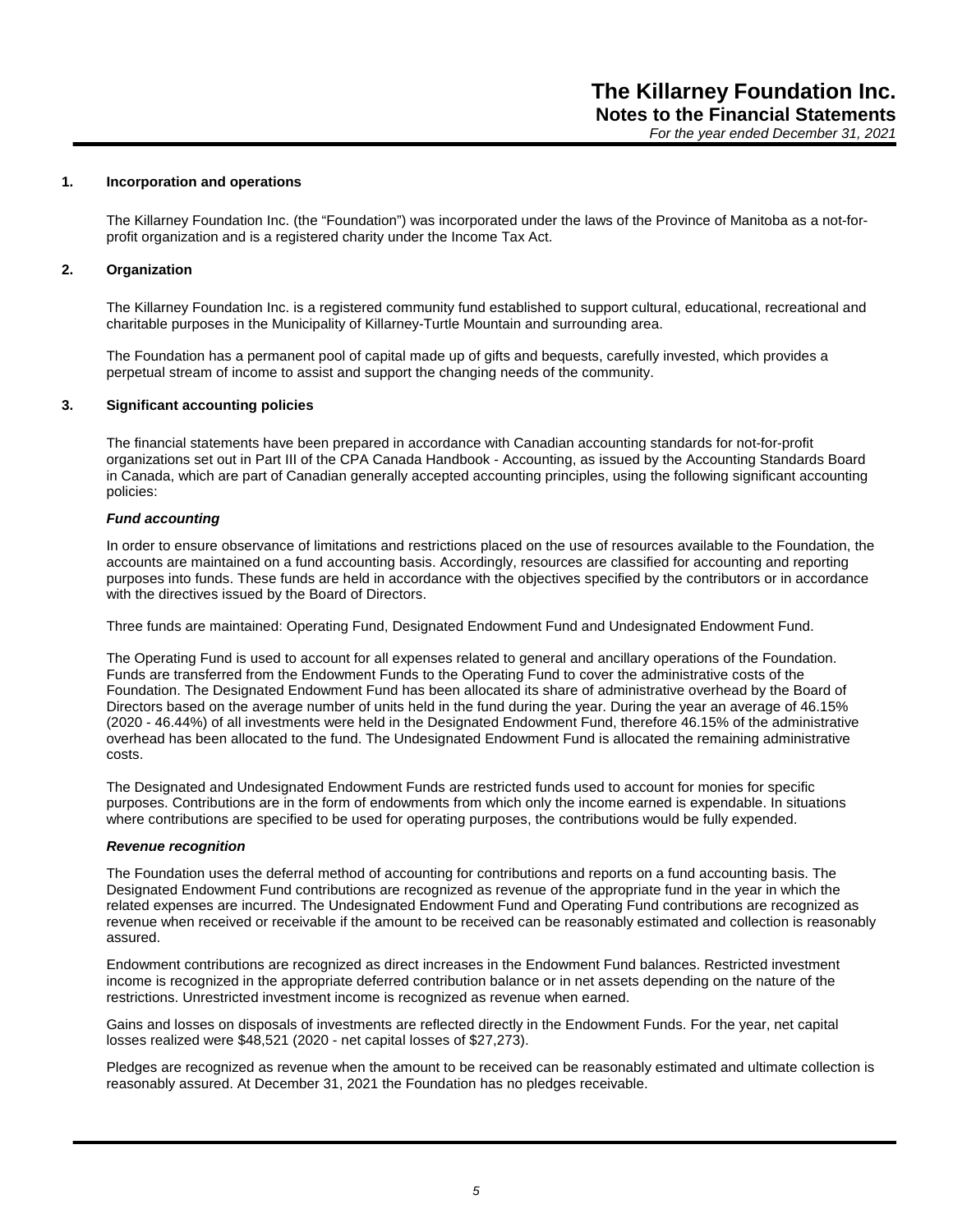# The Killarney Foundation Inc.
## Notes to the Financial Statements
*For the year ended December 31, 2021*

### 1. Incorporation and operations

The Killarney Foundation Inc. (the "Foundation") was incorporated under the laws of the Province of Manitoba as a not-for-profit organization and is a registered charity under the Income Tax Act.

### 2. Organization

The Killarney Foundation Inc. is a registered community fund established to support cultural, educational, recreational and charitable purposes in the Municipality of Killarney-Turtle Mountain and surrounding area.

The Foundation has a permanent pool of capital made up of gifts and bequests, carefully invested, which provides a perpetual stream of income to assist and support the changing needs of the community.

### 3. Significant accounting policies

The financial statements have been prepared in accordance with Canadian accounting standards for not-for-profit organizations set out in Part III of the CPA Canada Handbook - Accounting, as issued by the Accounting Standards Board in Canada, which are part of Canadian generally accepted accounting principles, using the following significant accounting policies:

***Fund accounting***

In order to ensure observance of limitations and restrictions placed on the use of resources available to the Foundation, the accounts are maintained on a fund accounting basis. Accordingly, resources are classified for accounting and reporting purposes into funds. These funds are held in accordance with the objectives specified by the contributors or in accordance with the directives issued by the Board of Directors.

Three funds are maintained: Operating Fund, Designated Endowment Fund and Undesignated Endowment Fund.

The Operating Fund is used to account for all expenses related to general and ancillary operations of the Foundation. Funds are transferred from the Endowment Funds to the Operating Fund to cover the administrative costs of the Foundation. The Designated Endowment Fund has been allocated its share of administrative overhead by the Board of Directors based on the average number of units held in the fund during the year. During the year an average of 46.15% (2020 - 46.44%) of all investments were held in the Designated Endowment Fund, therefore 46.15% of the administrative overhead has been allocated to the fund. The Undesignated Endowment Fund is allocated the remaining administrative costs.

The Designated and Undesignated Endowment Funds are restricted funds used to account for monies for specific purposes. Contributions are in the form of endowments from which only the income earned is expendable. In situations where contributions are specified to be used for operating purposes, the contributions would be fully expended.

***Revenue recognition***

The Foundation uses the deferral method of accounting for contributions and reports on a fund accounting basis. The Designated Endowment Fund contributions are recognized as revenue of the appropriate fund in the year in which the related expenses are incurred. The Undesignated Endowment Fund and Operating Fund contributions are recognized as revenue when received or receivable if the amount to be received can be reasonably estimated and collection is reasonably assured.

Endowment contributions are recognized as direct increases in the Endowment Fund balances. Restricted investment income is recognized in the appropriate deferred contribution balance or in net assets depending on the nature of the restrictions. Unrestricted investment income is recognized as revenue when earned.

Gains and losses on disposals of investments are reflected directly in the Endowment Funds. For the year, net capital losses realized were $48,521 (2020 - net capital losses of $27,273).

Pledges are recognized as revenue when the amount to be received can be reasonably estimated and ultimate collection is reasonably assured. At December 31, 2021 the Foundation has no pledges receivable.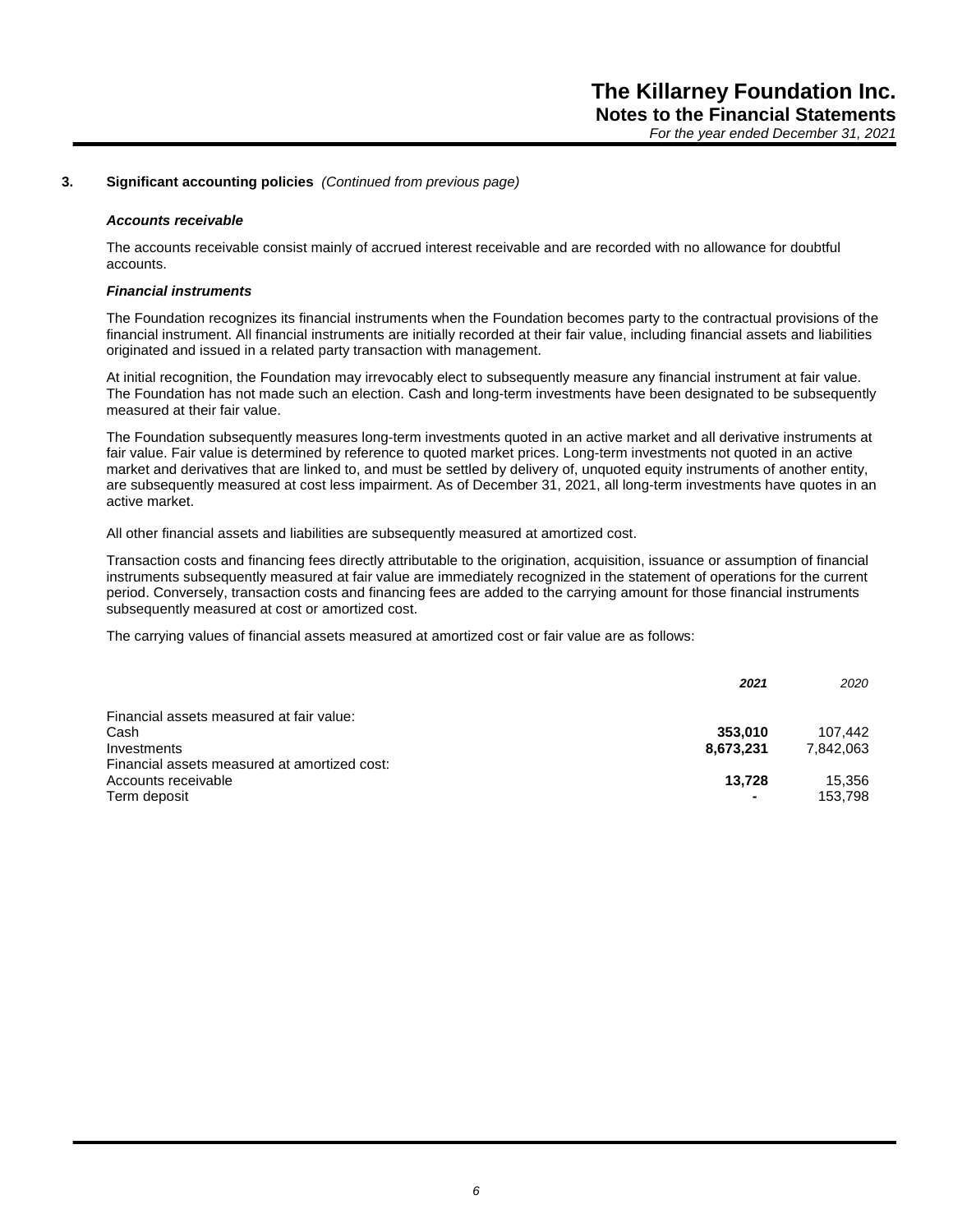## 3. Significant accounting policies *(Continued from previous page)*

### *Accounts receivable*

The accounts receivable consist mainly of accrued interest receivable and are recorded with no allowance for doubtful accounts.

### *Financial instruments*

The Foundation recognizes its financial instruments when the Foundation becomes party to the contractual provisions of the financial instrument. All financial instruments are initially recorded at their fair value, including financial assets and liabilities originated and issued in a related party transaction with management.

At initial recognition, the Foundation may irrevocably elect to subsequently measure any financial instrument at fair value. The Foundation has not made such an election. Cash and long-term investments have been designated to be subsequently measured at their fair value.

The Foundation subsequently measures long-term investments quoted in an active market and all derivative instruments at fair value. Fair value is determined by reference to quoted market prices. Long-term investments not quoted in an active market and derivatives that are linked to, and must be settled by delivery of, unquoted equity instruments of another entity, are subsequently measured at cost less impairment. As of December 31, 2021, all long-term investments have quotes in an active market.

All other financial assets and liabilities are subsequently measured at amortized cost.

Transaction costs and financing fees directly attributable to the origination, acquisition, issuance or assumption of financial instruments subsequently measured at fair value are immediately recognized in the statement of operations for the current period. Conversely, transaction costs and financing fees are added to the carrying amount for those financial instruments subsequently measured at cost or amortized cost.

The carrying values of financial assets measured at amortized cost or fair value are as follows:

| | ***2021*** | *2020* |
|---|---|---|
| Financial assets measured at fair value: | | |
| Cash | **353,010** | 107,442 |
| Investments | **8,673,231** | 7,842,063 |
| Financial assets measured at amortized cost: | | |
| Accounts receivable | **13,728** | 15,356 |
| Term deposit | **-** | 153,798 |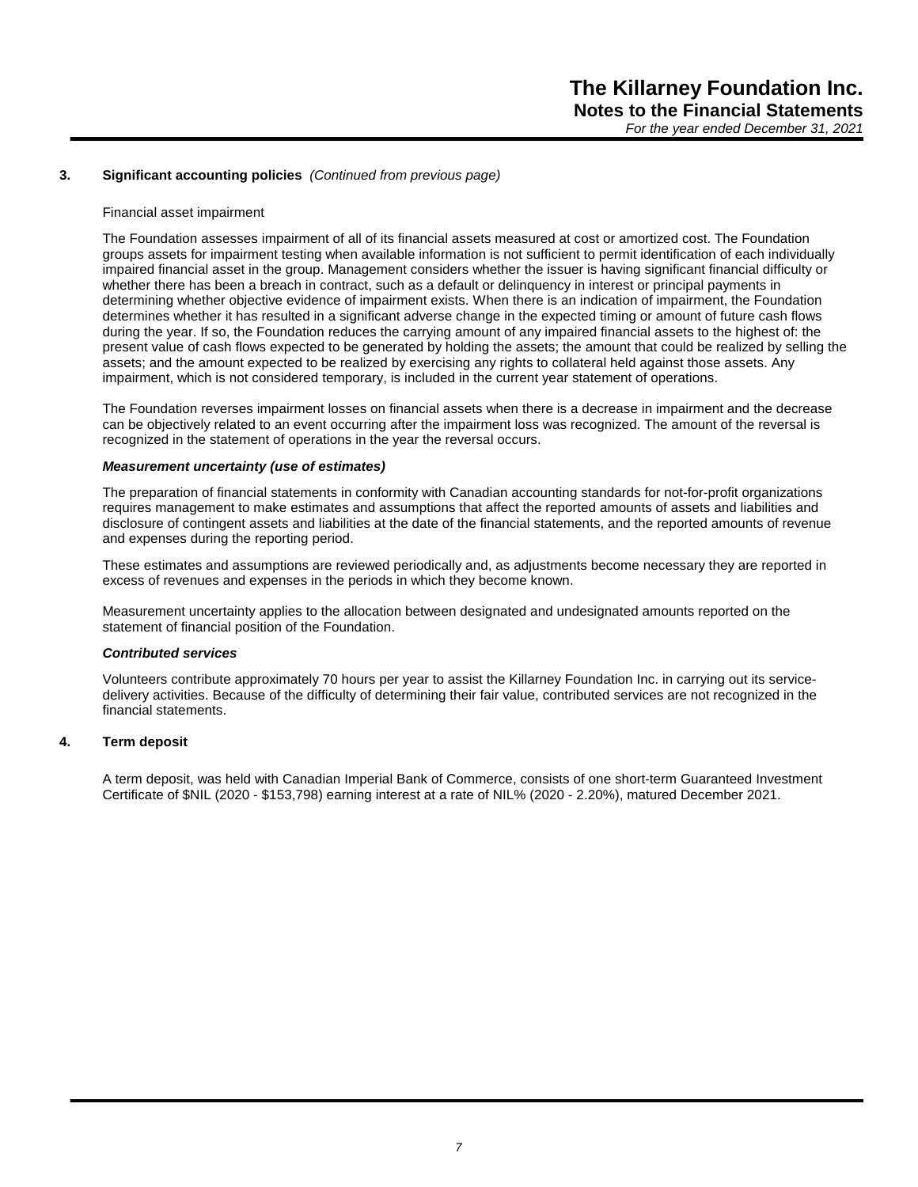## 3. Significant accounting policies *(Continued from previous page)*

Financial asset impairment

The Foundation assesses impairment of all of its financial assets measured at cost or amortized cost. The Foundation groups assets for impairment testing when available information is not sufficient to permit identification of each individually impaired financial asset in the group. Management considers whether the issuer is having significant financial difficulty or whether there has been a breach in contract, such as a default or delinquency in interest or principal payments in determining whether objective evidence of impairment exists. When there is an indication of impairment, the Foundation determines whether it has resulted in a significant adverse change in the expected timing or amount of future cash flows during the year. If so, the Foundation reduces the carrying amount of any impaired financial assets to the highest of: the present value of cash flows expected to be generated by holding the assets; the amount that could be realized by selling the assets; and the amount expected to be realized by exercising any rights to collateral held against those assets. Any impairment, which is not considered temporary, is included in the current year statement of operations.

The Foundation reverses impairment losses on financial assets when there is a decrease in impairment and the decrease can be objectively related to an event occurring after the impairment loss was recognized. The amount of the reversal is recognized in the statement of operations in the year the reversal occurs.

***Measurement uncertainty (use of estimates)***

The preparation of financial statements in conformity with Canadian accounting standards for not-for-profit organizations requires management to make estimates and assumptions that affect the reported amounts of assets and liabilities and disclosure of contingent assets and liabilities at the date of the financial statements, and the reported amounts of revenue and expenses during the reporting period.

These estimates and assumptions are reviewed periodically and, as adjustments become necessary they are reported in excess of revenues and expenses in the periods in which they become known.

Measurement uncertainty applies to the allocation between designated and undesignated amounts reported on the statement of financial position of the Foundation.

***Contributed services***

Volunteers contribute approximately 70 hours per year to assist the Killarney Foundation Inc. in carrying out its service-delivery activities. Because of the difficulty of determining their fair value, contributed services are not recognized in the financial statements.

## 4. Term deposit

A term deposit, was held with Canadian Imperial Bank of Commerce, consists of one short-term Guaranteed Investment Certificate of $NIL (2020 - $153,798) earning interest at a rate of NIL% (2020 - 2.20%), matured December 2021.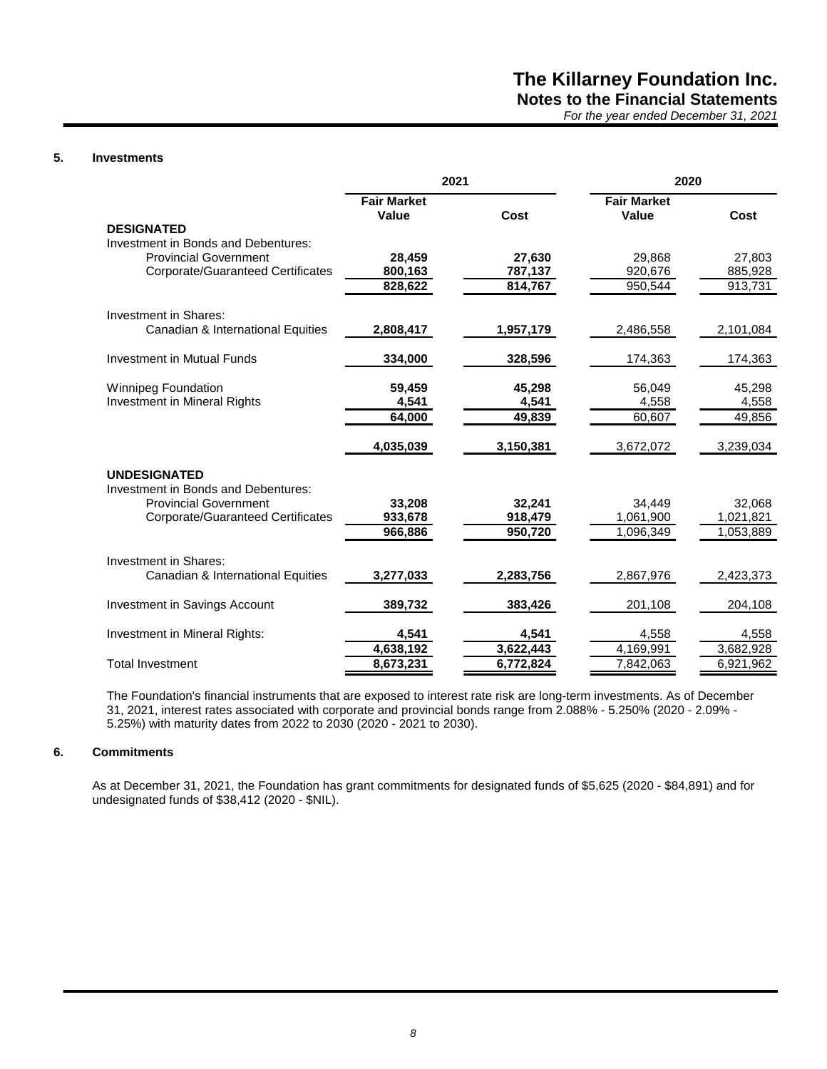### 5. Investments

| | 2021 | | 2020 | |
|---|---|---|---|---|
| | **Fair Market Value** | **Cost** | **Fair Market Value** | **Cost** |
| **DESIGNATED** | | | | |
| Investment in Bonds and Debentures: | | | | |
| Provincial Government | **28,459** | **27,630** | 29,868 | 27,803 |
| Corporate/Guaranteed Certificates | **800,163** | **787,137** | 920,676 | 885,928 |
| | **828,622** | **814,767** | 950,544 | 913,731 |
| Investment in Shares: | | | | |
| Canadian & International Equities | **2,808,417** | **1,957,179** | 2,486,558 | 2,101,084 |
| Investment in Mutual Funds | **334,000** | **328,596** | 174,363 | 174,363 |
| Winnipeg Foundation | **59,459** | **45,298** | 56,049 | 45,298 |
| Investment in Mineral Rights | **4,541** | **4,541** | 4,558 | 4,558 |
| | **64,000** | **49,839** | 60,607 | 49,856 |
| | **4,035,039** | **3,150,381** | 3,672,072 | 3,239,034 |
| **UNDESIGNATED** | | | | |
| Investment in Bonds and Debentures: | | | | |
| Provincial Government | **33,208** | **32,241** | 34,449 | 32,068 |
| Corporate/Guaranteed Certificates | **933,678** | **918,479** | 1,061,900 | 1,021,821 |
| | **966,886** | **950,720** | 1,096,349 | 1,053,889 |
| Investment in Shares: | | | | |
| Canadian & International Equities | **3,277,033** | **2,283,756** | 2,867,976 | 2,423,373 |
| Investment in Savings Account | **389,732** | **383,426** | 201,108 | 204,108 |
| Investment in Mineral Rights: | **4,541** | **4,541** | 4,558 | 4,558 |
| | **4,638,192** | **3,622,443** | 4,169,991 | 3,682,928 |
| Total Investment | **8,673,231** | **6,772,824** | 7,842,063 | 6,921,962 |

The Foundation's financial instruments that are exposed to interest rate risk are long-term investments. As of December 31, 2021, interest rates associated with corporate and provincial bonds range from 2.088% - 5.250% (2020 - 2.09% - 5.25%) with maturity dates from 2022 to 2030 (2020 - 2021 to 2030).

### 6. Commitments

As at December 31, 2021, the Foundation has grant commitments for designated funds of $5,625 (2020 - $84,891) and for undesignated funds of $38,412 (2020 - $NIL).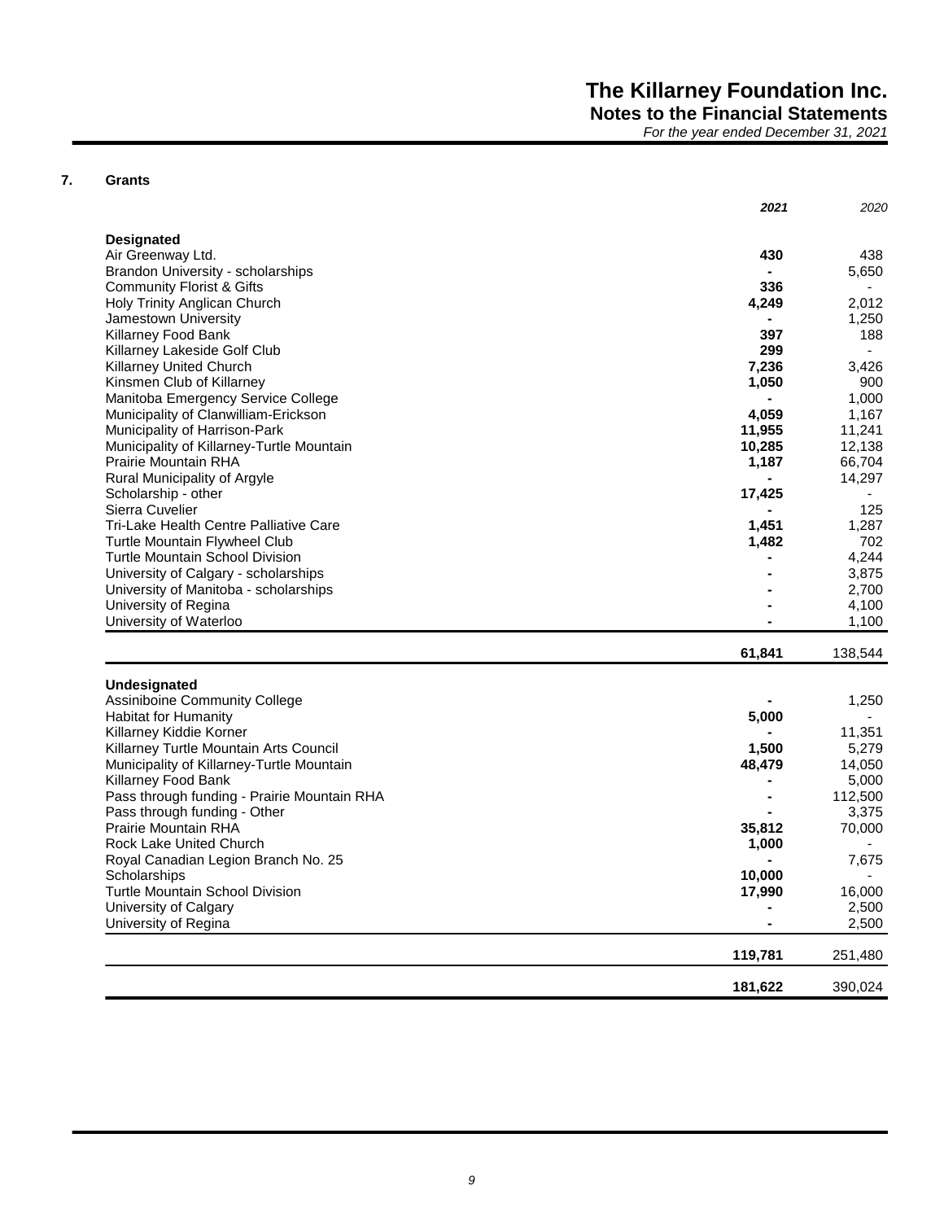## 7. Grants

| | 2021 | 2020 |
|---|---|---|
| **Designated** | | |
| Air Greenway Ltd. | **430** | 438 |
| Brandon University - scholarships | **-** | 5,650 |
| Community Florist & Gifts | **336** | - |
| Holy Trinity Anglican Church | **4,249** | 2,012 |
| Jamestown University | **-** | 1,250 |
| Killarney Food Bank | **397** | 188 |
| Killarney Lakeside Golf Club | **299** | - |
| Killarney United Church | **7,236** | 3,426 |
| Kinsmen Club of Killarney | **1,050** | 900 |
| Manitoba Emergency Service College | **-** | 1,000 |
| Municipality of Clanwilliam-Erickson | **4,059** | 1,167 |
| Municipality of Harrison-Park | **11,955** | 11,241 |
| Municipality of Killarney-Turtle Mountain | **10,285** | 12,138 |
| Prairie Mountain RHA | **1,187** | 66,704 |
| Rural Municipality of Argyle | **-** | 14,297 |
| Scholarship - other | **17,425** | - |
| Sierra Cuvelier | **-** | 125 |
| Tri-Lake Health Centre Palliative Care | **1,451** | 1,287 |
| Turtle Mountain Flywheel Club | **1,482** | 702 |
| Turtle Mountain School Division | **-** | 4,244 |
| University of Calgary - scholarships | **-** | 3,875 |
| University of Manitoba - scholarships | **-** | 2,700 |
| University of Regina | **-** | 4,100 |
| University of Waterloo | **-** | 1,100 |
| | **61,841** | 138,544 |
| **Undesignated** | | |
| Assiniboine Community College | **-** | 1,250 |
| Habitat for Humanity | **5,000** | - |
| Killarney Kiddie Korner | **-** | 11,351 |
| Killarney Turtle Mountain Arts Council | **1,500** | 5,279 |
| Municipality of Killarney-Turtle Mountain | **48,479** | 14,050 |
| Killarney Food Bank | **-** | 5,000 |
| Pass through funding - Prairie Mountain RHA | **-** | 112,500 |
| Pass through funding - Other | **-** | 3,375 |
| Prairie Mountain RHA | **35,812** | 70,000 |
| Rock Lake United Church | **1,000** | - |
| Royal Canadian Legion Branch No. 25 | **-** | 7,675 |
| Scholarships | **10,000** | - |
| Turtle Mountain School Division | **17,990** | 16,000 |
| University of Calgary | **-** | 2,500 |
| University of Regina | **-** | 2,500 |
| | **119,781** | 251,480 |
| | **181,622** | 390,024 |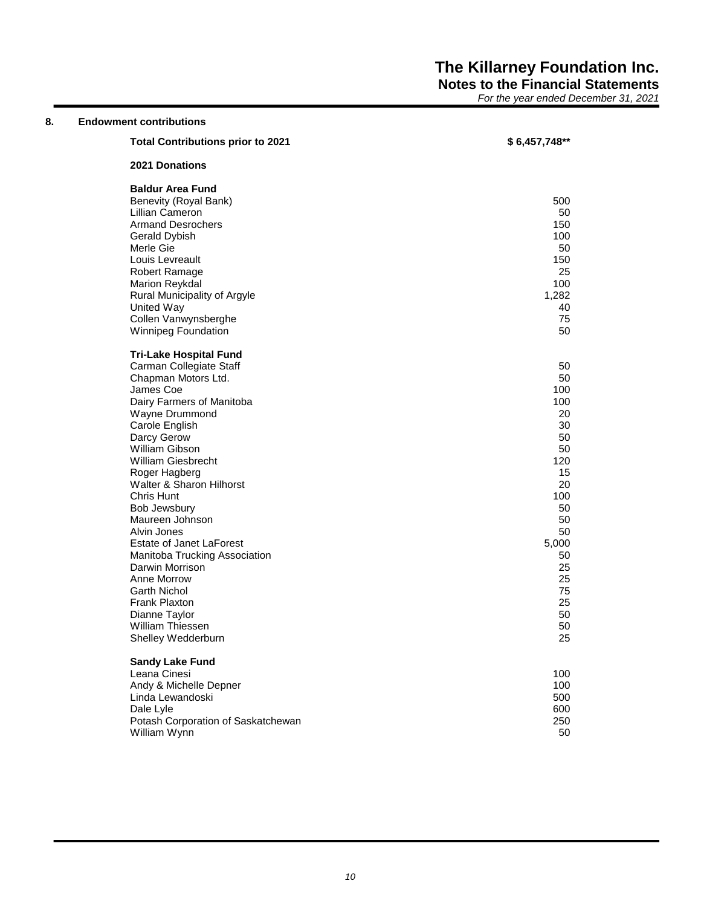## 8. Endowment contributions

| | |
|---|---|
| **Total Contributions prior to 2021** | **$ 6,457,748\*\*** |
| **2021 Donations** | |
| **Baldur Area Fund** | |
| Benevity (Royal Bank) | 500 |
| Lillian Cameron | 50 |
| Armand Desrochers | 150 |
| Gerald Dybish | 100 |
| Merle Gie | 50 |
| Louis Levreault | 150 |
| Robert Ramage | 25 |
| Marion Reykdal | 100 |
| Rural Municipality of Argyle | 1,282 |
| United Way | 40 |
| Collen Vanwynsberghe | 75 |
| Winnipeg Foundation | 50 |
| **Tri-Lake Hospital Fund** | |
| Carman Collegiate Staff | 50 |
| Chapman Motors Ltd. | 50 |
| James Coe | 100 |
| Dairy Farmers of Manitoba | 100 |
| Wayne Drummond | 20 |
| Carole English | 30 |
| Darcy Gerow | 50 |
| William Gibson | 50 |
| William Giesbrecht | 120 |
| Roger Hagberg | 15 |
| Walter & Sharon Hilhorst | 20 |
| Chris Hunt | 100 |
| Bob Jewsbury | 50 |
| Maureen Johnson | 50 |
| Alvin Jones | 50 |
| Estate of Janet LaForest | 5,000 |
| Manitoba Trucking Association | 50 |
| Darwin Morrison | 25 |
| Anne Morrow | 25 |
| Garth Nichol | 75 |
| Frank Plaxton | 25 |
| Dianne Taylor | 50 |
| William Thiessen | 50 |
| Shelley Wedderburn | 25 |
| **Sandy Lake Fund** | |
| Leana Cinesi | 100 |
| Andy & Michelle Depner | 100 |
| Linda Lewandoski | 500 |
| Dale Lyle | 600 |
| Potash Corporation of Saskatchewan | 250 |
| William Wynn | 50 |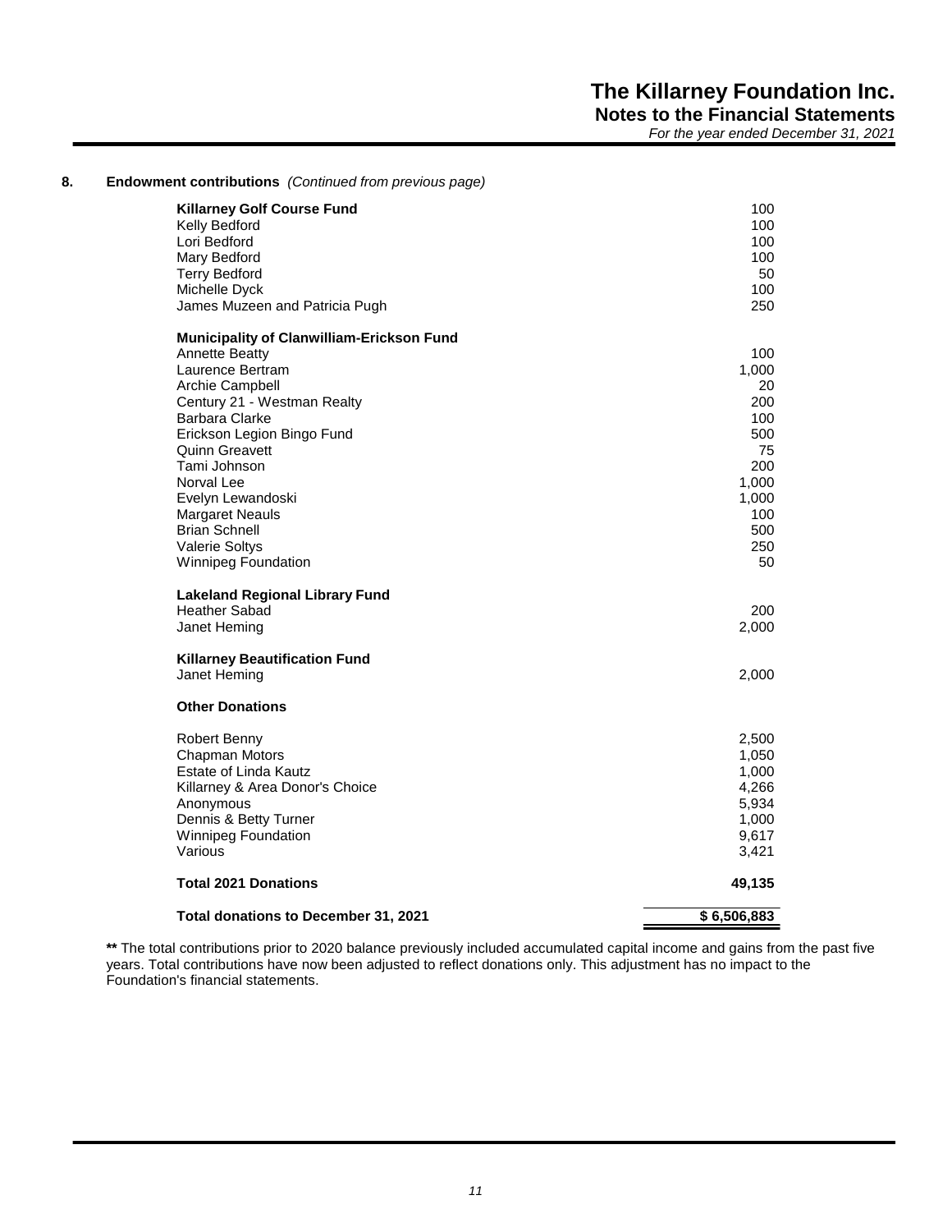## 8. Endowment contributions *(Continued from previous page)*

| | |
|---|---:|
| **Killarney Golf Course Fund** | 100 |
| Kelly Bedford | 100 |
| Lori Bedford | 100 |
| Mary Bedford | 100 |
| Terry Bedford | 50 |
| Michelle Dyck | 100 |
| James Muzeen and Patricia Pugh | 250 |
| | |
| **Municipality of Clanwilliam-Erickson Fund** | |
| Annette Beatty | 100 |
| Laurence Bertram | 1,000 |
| Archie Campbell | 20 |
| Century 21 - Westman Realty | 200 |
| Barbara Clarke | 100 |
| Erickson Legion Bingo Fund | 500 |
| Quinn Greavett | 75 |
| Tami Johnson | 200 |
| Norval Lee | 1,000 |
| Evelyn Lewandoski | 1,000 |
| Margaret Neauls | 100 |
| Brian Schnell | 500 |
| Valerie Soltys | 250 |
| Winnipeg Foundation | 50 |
| | |
| **Lakeland Regional Library Fund** | |
| Heather Sabad | 200 |
| Janet Heming | 2,000 |
| | |
| **Killarney Beautification Fund** | |
| Janet Heming | 2,000 |
| | |
| **Other Donations** | |
| | |
| Robert Benny | 2,500 |
| Chapman Motors | 1,050 |
| Estate of Linda Kautz | 1,000 |
| Killarney & Area Donor's Choice | 4,266 |
| Anonymous | 5,934 |
| Dennis & Betty Turner | 1,000 |
| Winnipeg Foundation | 9,617 |
| Various | 3,421 |
| | |
| **Total 2021 Donations** | **49,135** |
| | |
| **Total donations to December 31, 2021** | **$ 6,506,883** |

**\*\*** The total contributions prior to 2020 balance previously included accumulated capital income and gains from the past five years. Total contributions have now been adjusted to reflect donations only. This adjustment has no impact to the Foundation's financial statements.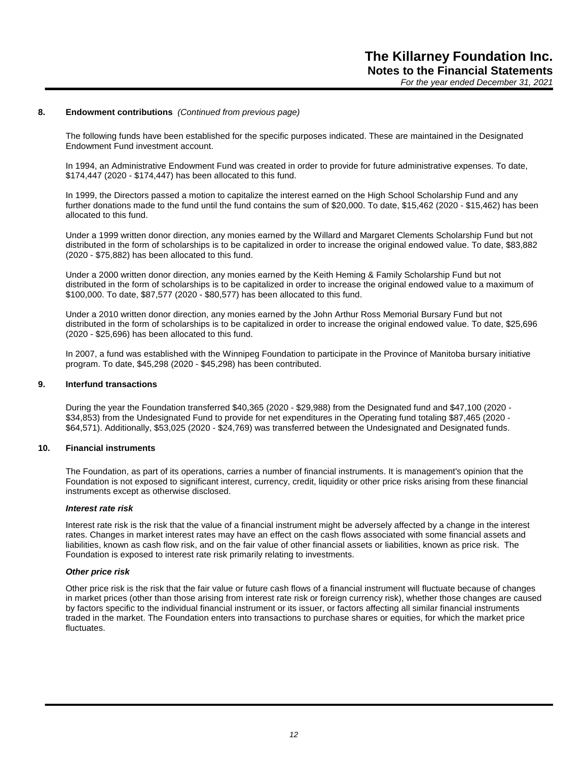## 8. Endowment contributions *(Continued from previous page)*

The following funds have been established for the specific purposes indicated. These are maintained in the Designated Endowment Fund investment account.

In 1994, an Administrative Endowment Fund was created in order to provide for future administrative expenses. To date, $174,447 (2020 - $174,447) has been allocated to this fund.

In 1999, the Directors passed a motion to capitalize the interest earned on the High School Scholarship Fund and any further donations made to the fund until the fund contains the sum of $20,000. To date, $15,462 (2020 - $15,462) has been allocated to this fund.

Under a 1999 written donor direction, any monies earned by the Willard and Margaret Clements Scholarship Fund but not distributed in the form of scholarships is to be capitalized in order to increase the original endowed value. To date, $83,882 (2020 - $75,882) has been allocated to this fund.

Under a 2000 written donor direction, any monies earned by the Keith Heming & Family Scholarship Fund but not distributed in the form of scholarships is to be capitalized in order to increase the original endowed value to a maximum of $100,000. To date, $87,577 (2020 - $80,577) has been allocated to this fund.

Under a 2010 written donor direction, any monies earned by the John Arthur Ross Memorial Bursary Fund but not distributed in the form of scholarships is to be capitalized in order to increase the original endowed value. To date, $25,696 (2020 - $25,696) has been allocated to this fund.

In 2007, a fund was established with the Winnipeg Foundation to participate in the Province of Manitoba bursary initiative program. To date, $45,298 (2020 - $45,298) has been contributed.

## 9. Interfund transactions

During the year the Foundation transferred $40,365 (2020 - $29,988) from the Designated fund and $47,100 (2020 - $34,853) from the Undesignated Fund to provide for net expenditures in the Operating fund totaling $87,465 (2020 - $64,571). Additionally, $53,025 (2020 - $24,769) was transferred between the Undesignated and Designated funds.

## 10. Financial instruments

The Foundation, as part of its operations, carries a number of financial instruments. It is management's opinion that the Foundation is not exposed to significant interest, currency, credit, liquidity or other price risks arising from these financial instruments except as otherwise disclosed.

***Interest rate risk***

Interest rate risk is the risk that the value of a financial instrument might be adversely affected by a change in the interest rates. Changes in market interest rates may have an effect on the cash flows associated with some financial assets and liabilities, known as cash flow risk, and on the fair value of other financial assets or liabilities, known as price risk. The Foundation is exposed to interest rate risk primarily relating to investments.

***Other price risk***

Other price risk is the risk that the fair value or future cash flows of a financial instrument will fluctuate because of changes in market prices (other than those arising from interest rate risk or foreign currency risk), whether those changes are caused by factors specific to the individual financial instrument or its issuer, or factors affecting all similar financial instruments traded in the market. The Foundation enters into transactions to purchase shares or equities, for which the market price fluctuates.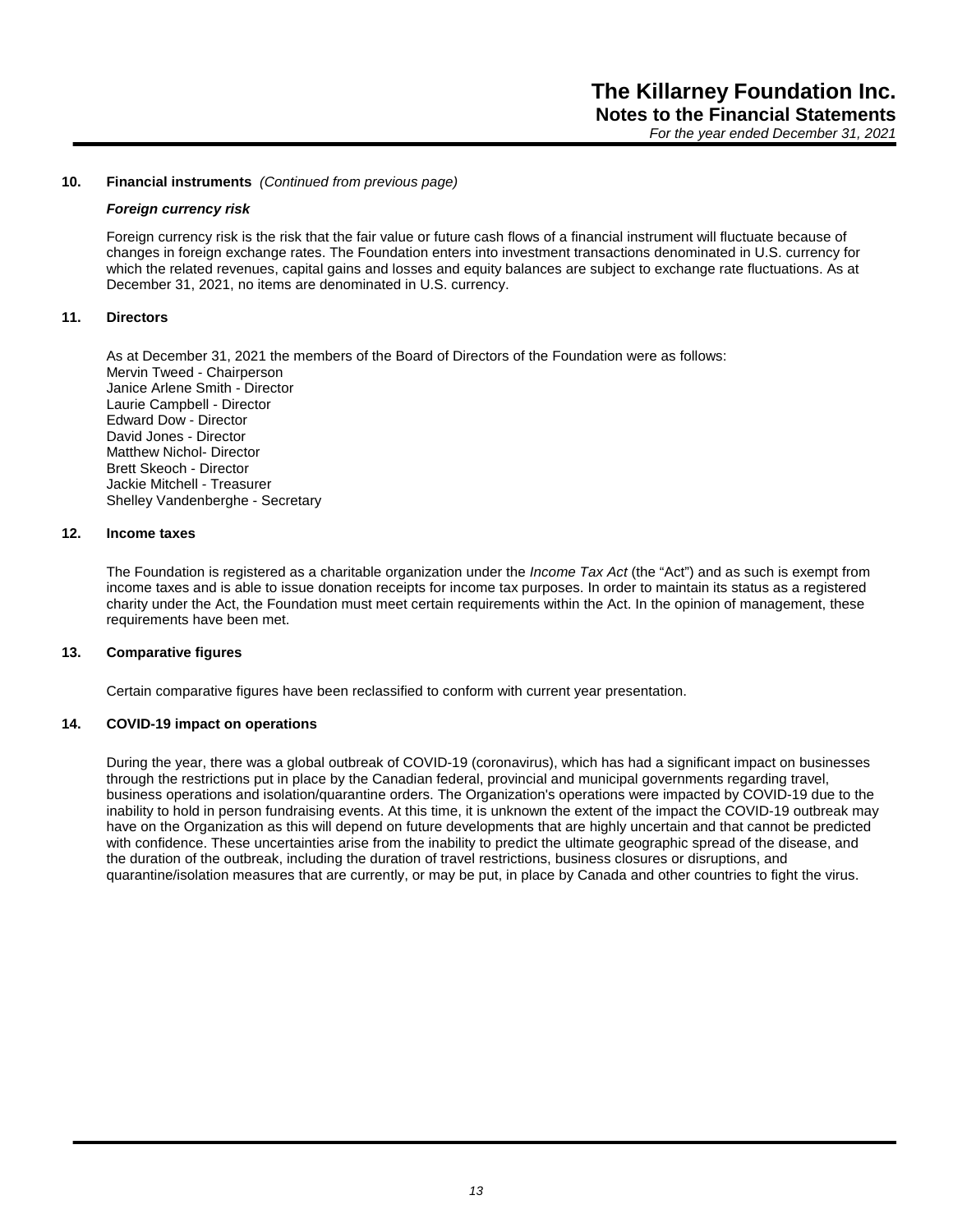### 10. Financial instruments *(Continued from previous page)*

***Foreign currency risk***

Foreign currency risk is the risk that the fair value or future cash flows of a financial instrument will fluctuate because of changes in foreign exchange rates. The Foundation enters into investment transactions denominated in U.S. currency for which the related revenues, capital gains and losses and equity balances are subject to exchange rate fluctuations. As at December 31, 2021, no items are denominated in U.S. currency.

### 11. Directors

As at December 31, 2021 the members of the Board of Directors of the Foundation were as follows:
Mervin Tweed - Chairperson
Janice Arlene Smith - Director
Laurie Campbell - Director
Edward Dow - Director
David Jones - Director
Matthew Nichol- Director
Brett Skeoch - Director
Jackie Mitchell - Treasurer
Shelley Vandenberghe - Secretary

### 12. Income taxes

The Foundation is registered as a charitable organization under the *Income Tax Act* (the "Act") and as such is exempt from income taxes and is able to issue donation receipts for income tax purposes. In order to maintain its status as a registered charity under the Act, the Foundation must meet certain requirements within the Act. In the opinion of management, these requirements have been met.

### 13. Comparative figures

Certain comparative figures have been reclassified to conform with current year presentation.

### 14. COVID-19 impact on operations

During the year, there was a global outbreak of COVID-19 (coronavirus), which has had a significant impact on businesses through the restrictions put in place by the Canadian federal, provincial and municipal governments regarding travel, business operations and isolation/quarantine orders. The Organization's operations were impacted by COVID-19 due to the inability to hold in person fundraising events. At this time, it is unknown the extent of the impact the COVID-19 outbreak may have on the Organization as this will depend on future developments that are highly uncertain and that cannot be predicted with confidence. These uncertainties arise from the inability to predict the ultimate geographic spread of the disease, and the duration of the outbreak, including the duration of travel restrictions, business closures or disruptions, and quarantine/isolation measures that are currently, or may be put, in place by Canada and other countries to fight the virus.